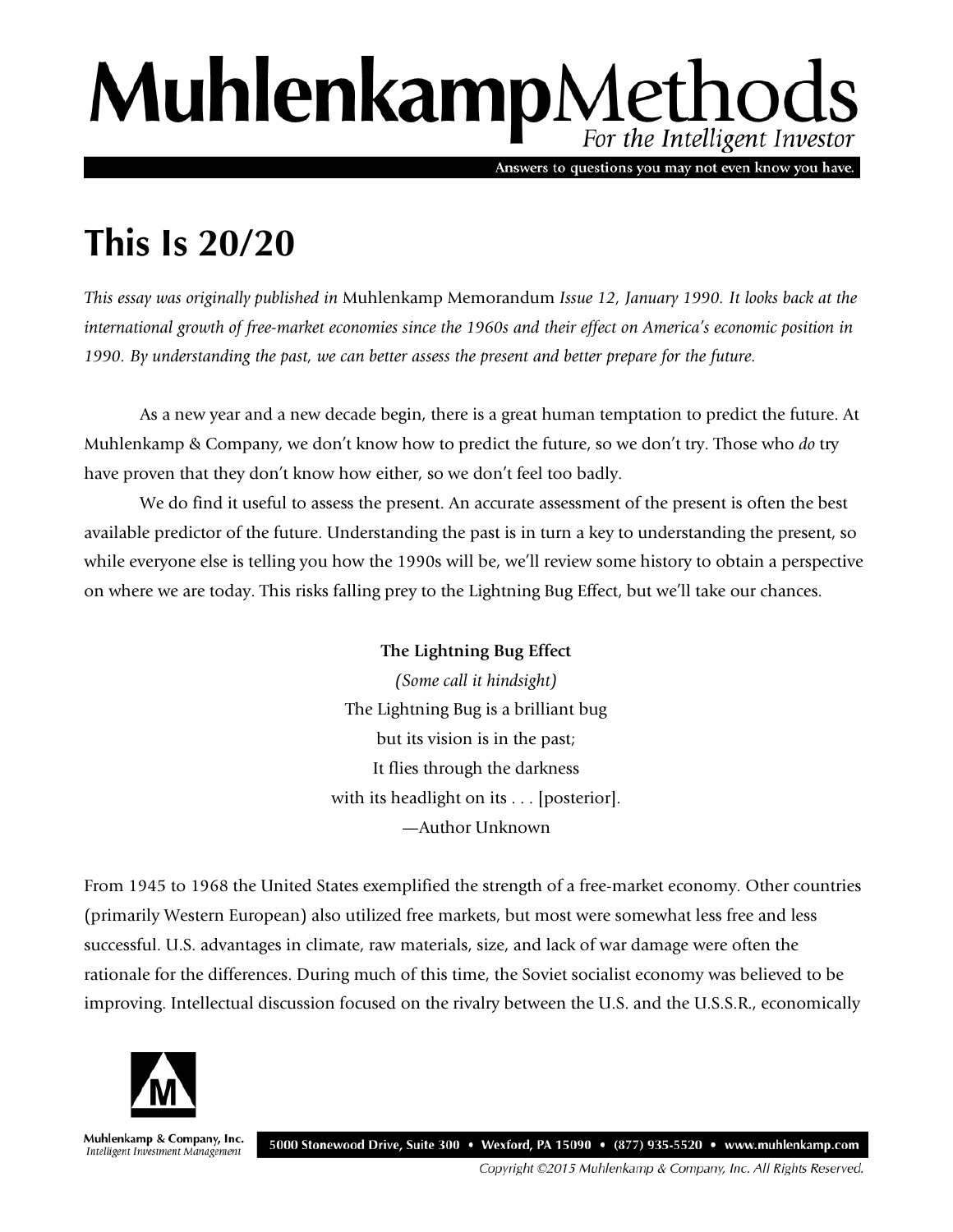# MuhlenkampMethods

*For the Intelligent Investor*

Answers to questions you may not even know you have.

## This Is 20/20

*This essay was originally published in* Muhlenkamp Memorandum *Issue 12, January 1990. It looks back at the international growth of free-market economies since the 1960s and their effect on America's economic position in 1990. By understanding the past, we can better assess the present and better prepare for the future.*

As a new year and a new decade begin, there is a great human temptation to predict the future. At Muhlenkamp & Company, we don't know how to predict the future, so we don't try. Those who *do* try have proven that they don't know how either, so we don't feel too badly.

We do find it useful to assess the present. An accurate assessment of the present is often the best available predictor of the future. Understanding the past is in turn a key to understanding the present, so while everyone else is telling you how the 1990s will be, we'll review some history to obtain a perspective on where we are today. This risks falling prey to the Lightning Bug Effect, but we'll take our chances.

**The Lightning Bug Effect**
*(Some call it hindsight)*
The Lightning Bug is a brilliant bug
but its vision is in the past;
It flies through the darkness
with its headlight on its . . . [posterior].
—Author Unknown

From 1945 to 1968 the United States exemplified the strength of a free-market economy. Other countries (primarily Western European) also utilized free markets, but most were somewhat less free and less successful. U.S. advantages in climate, raw materials, size, and lack of war damage were often the rationale for the differences. During much of this time, the Soviet socialist economy was believed to be improving. Intellectual discussion focused on the rivalry between the U.S. and the U.S.S.R., economically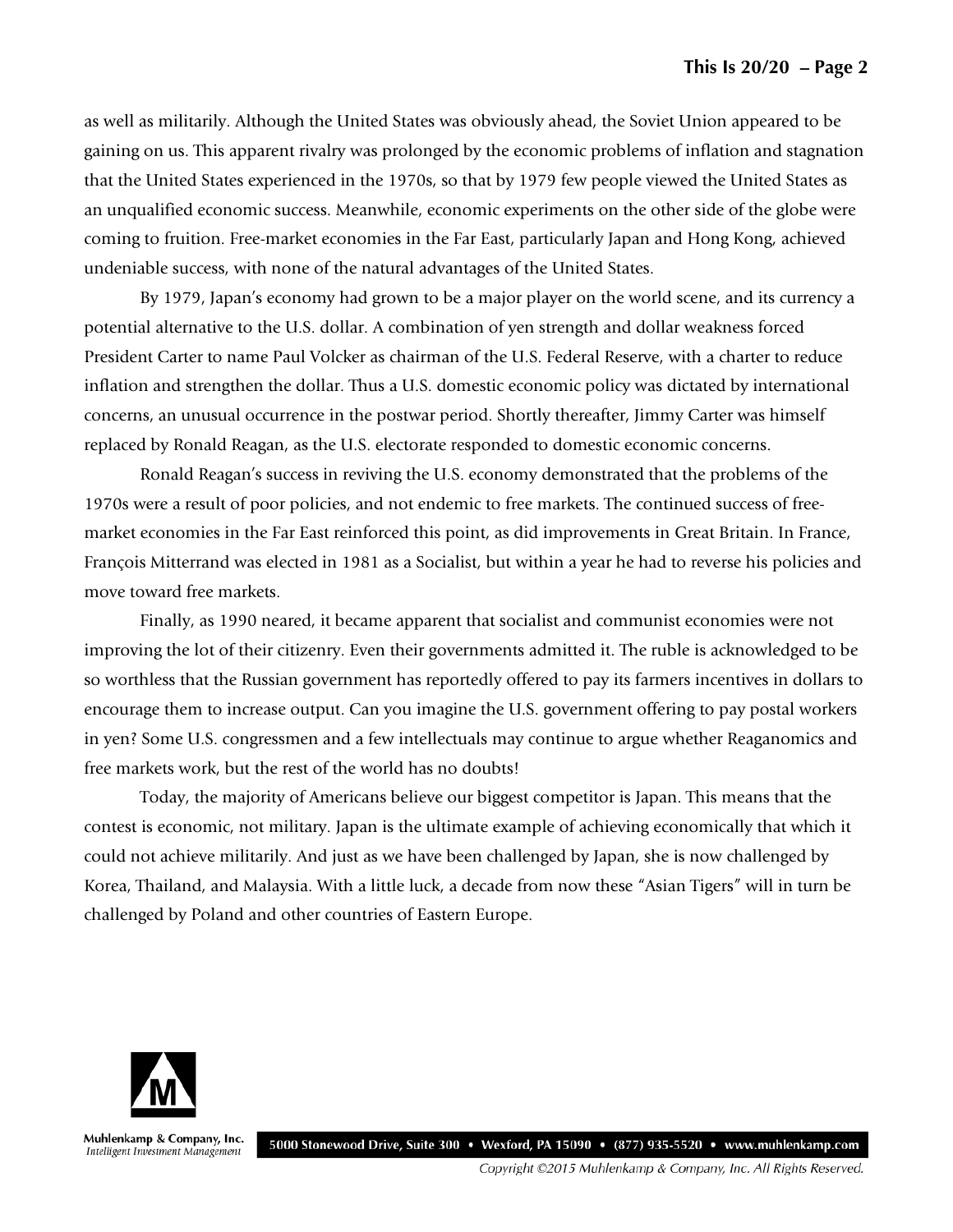as well as militarily. Although the United States was obviously ahead, the Soviet Union appeared to be gaining on us. This apparent rivalry was prolonged by the economic problems of inflation and stagnation that the United States experienced in the 1970s, so that by 1979 few people viewed the United States as an unqualified economic success. Meanwhile, economic experiments on the other side of the globe were coming to fruition. Free-market economies in the Far East, particularly Japan and Hong Kong, achieved undeniable success, with none of the natural advantages of the United States.

By 1979, Japan's economy had grown to be a major player on the world scene, and its currency a potential alternative to the U.S. dollar. A combination of yen strength and dollar weakness forced President Carter to name Paul Volcker as chairman of the U.S. Federal Reserve, with a charter to reduce inflation and strengthen the dollar. Thus a U.S. domestic economic policy was dictated by international concerns, an unusual occurrence in the postwar period. Shortly thereafter, Jimmy Carter was himself replaced by Ronald Reagan, as the U.S. electorate responded to domestic economic concerns.

Ronald Reagan's success in reviving the U.S. economy demonstrated that the problems of the 1970s were a result of poor policies, and not endemic to free markets. The continued success of free-market economies in the Far East reinforced this point, as did improvements in Great Britain. In France, François Mitterrand was elected in 1981 as a Socialist, but within a year he had to reverse his policies and move toward free markets.

Finally, as 1990 neared, it became apparent that socialist and communist economies were not improving the lot of their citizenry. Even their governments admitted it. The ruble is acknowledged to be so worthless that the Russian government has reportedly offered to pay its farmers incentives in dollars to encourage them to increase output. Can you imagine the U.S. government offering to pay postal workers in yen? Some U.S. congressmen and a few intellectuals may continue to argue whether Reaganomics and free markets work, but the rest of the world has no doubts!

Today, the majority of Americans believe our biggest competitor is Japan. This means that the contest is economic, not military. Japan is the ultimate example of achieving economically that which it could not achieve militarily. And just as we have been challenged by Japan, she is now challenged by Korea, Thailand, and Malaysia. With a little luck, a decade from now these "Asian Tigers" will in turn be challenged by Poland and other countries of Eastern Europe.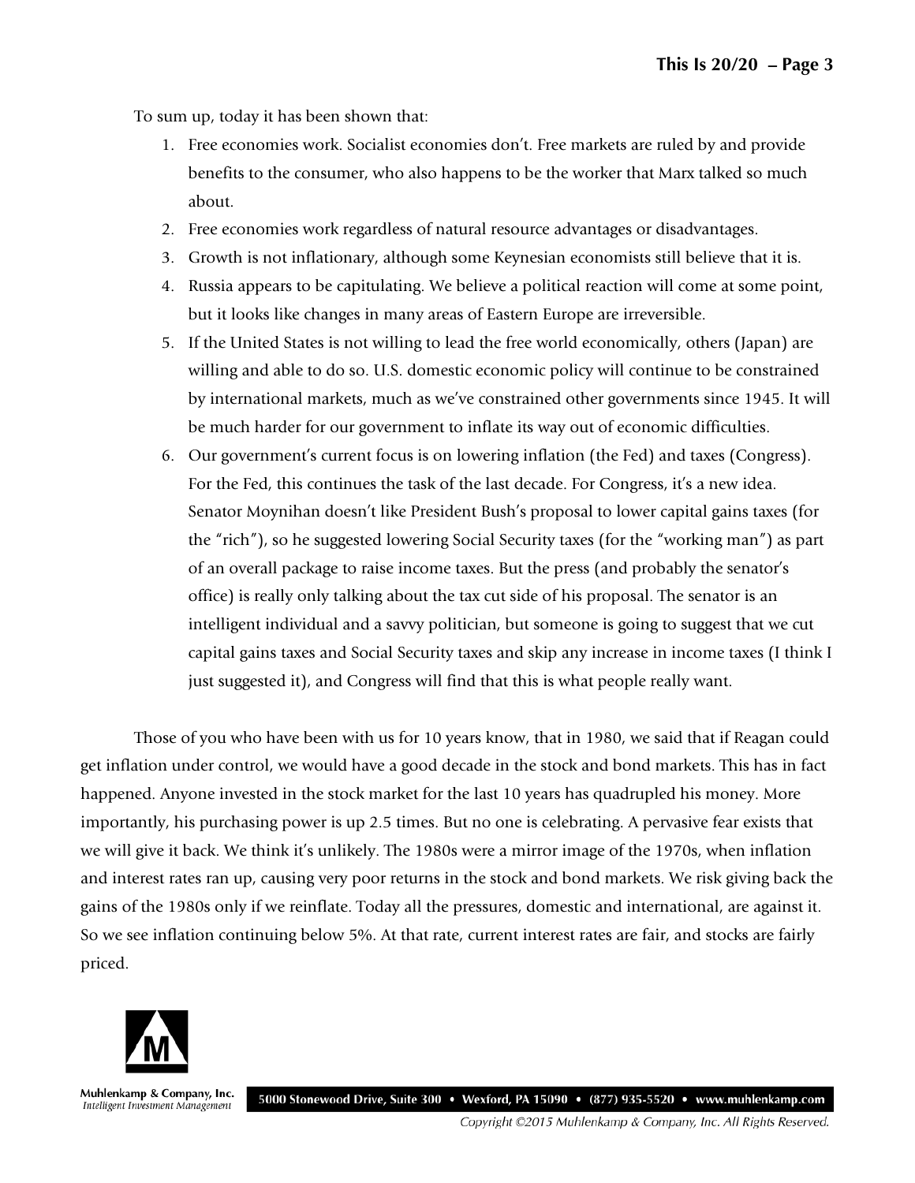To sum up, today it has been shown that:

1. Free economies work. Socialist economies don't. Free markets are ruled by and provide benefits to the consumer, who also happens to be the worker that Marx talked so much about.
2. Free economies work regardless of natural resource advantages or disadvantages.
3. Growth is not inflationary, although some Keynesian economists still believe that it is.
4. Russia appears to be capitulating. We believe a political reaction will come at some point, but it looks like changes in many areas of Eastern Europe are irreversible.
5. If the United States is not willing to lead the free world economically, others (Japan) are willing and able to do so. U.S. domestic economic policy will continue to be constrained by international markets, much as we've constrained other governments since 1945. It will be much harder for our government to inflate its way out of economic difficulties.
6. Our government's current focus is on lowering inflation (the Fed) and taxes (Congress). For the Fed, this continues the task of the last decade. For Congress, it's a new idea. Senator Moynihan doesn't like President Bush's proposal to lower capital gains taxes (for the "rich"), so he suggested lowering Social Security taxes (for the "working man") as part of an overall package to raise income taxes. But the press (and probably the senator's office) is really only talking about the tax cut side of his proposal. The senator is an intelligent individual and a savvy politician, but someone is going to suggest that we cut capital gains taxes and Social Security taxes and skip any increase in income taxes (I think I just suggested it), and Congress will find that this is what people really want.

Those of you who have been with us for 10 years know, that in 1980, we said that if Reagan could get inflation under control, we would have a good decade in the stock and bond markets. This has in fact happened. Anyone invested in the stock market for the last 10 years has quadrupled his money. More importantly, his purchasing power is up 2.5 times. But no one is celebrating. A pervasive fear exists that we will give it back. We think it's unlikely. The 1980s were a mirror image of the 1970s, when inflation and interest rates ran up, causing very poor returns in the stock and bond markets. We risk giving back the gains of the 1980s only if we reinflate. Today all the pressures, domestic and international, are against it. So we see inflation continuing below 5%. At that rate, current interest rates are fair, and stocks are fairly priced.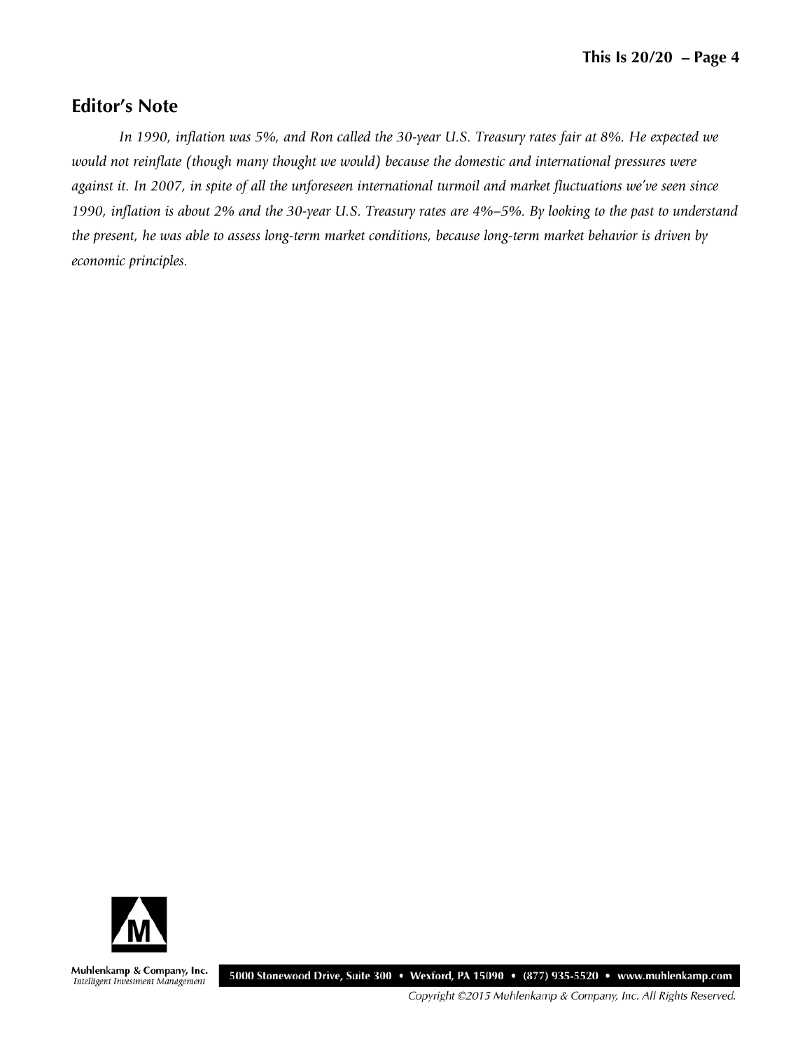## Editor's Note

*In 1990, inflation was 5%, and Ron called the 30-year U.S. Treasury rates fair at 8%. He expected we would not reinflate (though many thought we would) because the domestic and international pressures were against it. In 2007, in spite of all the unforeseen international turmoil and market fluctuations we've seen since 1990, inflation is about 2% and the 30-year U.S. Treasury rates are 4%–5%. By looking to the past to understand the present, he was able to assess long-term market conditions, because long-term market behavior is driven by economic principles.*